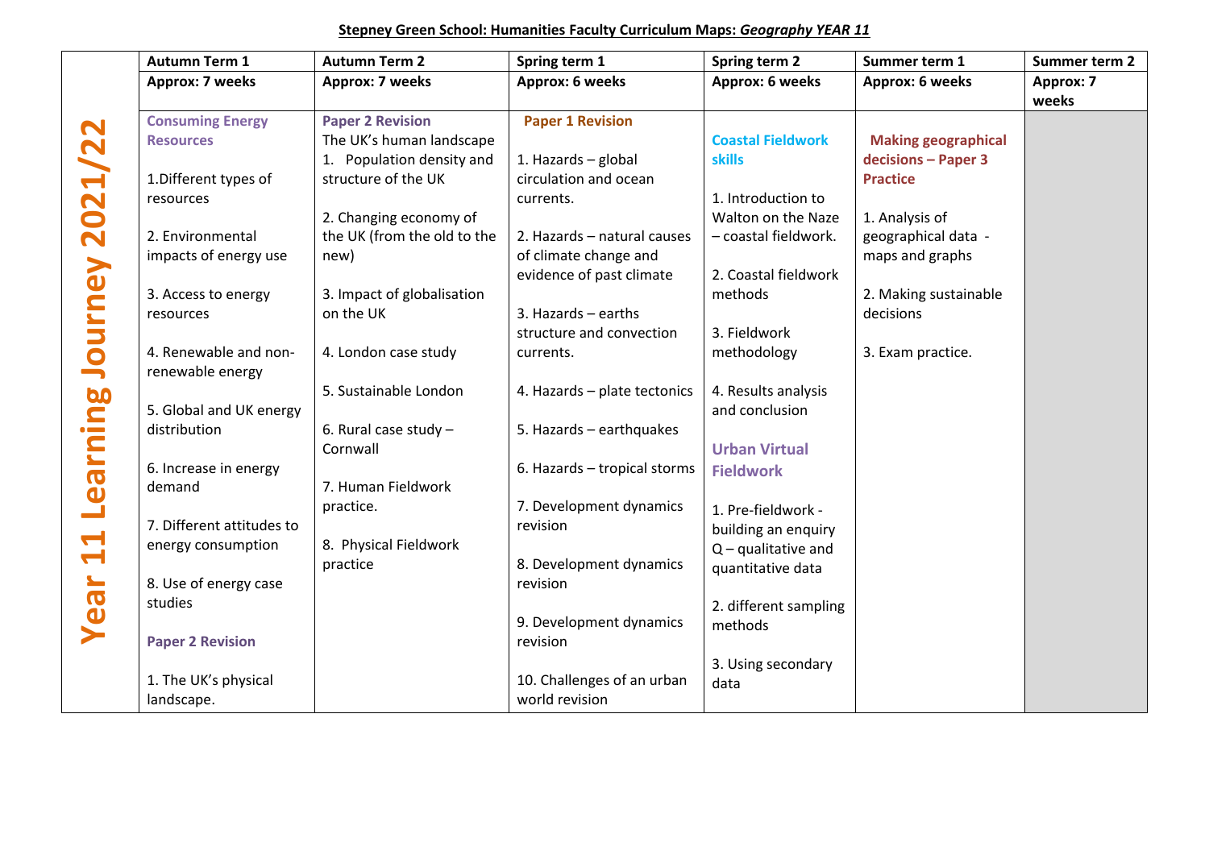**Stepney Green School: Humanities Faculty Curriculum Maps:** ***Geography YEAR 11***

| Year 11 Learning Journey 2021/22 | Autumn Term 1 | Autumn Term 2 | Spring term 1 | Spring term 2 | Summer term 1 | Summer term 2 |
|---|---|---|---|---|---|---|
| | **Approx: 7 weeks** | **Approx: 7 weeks** | **Approx: 6 weeks** | **Approx: 6 weeks** | **Approx: 6 weeks** | **Approx: 7 weeks** |
| | **Consuming Energy Resources**<br><br>1.Different types of resources<br><br>2. Environmental impacts of energy use<br><br>3. Access to energy resources<br><br>4. Renewable and non-renewable energy<br><br>5. Global and UK energy distribution<br><br>6. Increase in energy demand<br><br>7. Different attitudes to energy consumption<br><br>8. Use of energy case studies<br><br>**Paper 2 Revision**<br><br>1. The UK's physical landscape. | **Paper 2 Revision**<br>The UK's human landscape<br>1. Population density and structure of the UK<br><br>2. Changing economy of the UK (from the old to the new)<br><br>3. Impact of globalisation on the UK<br><br>4. London case study<br><br>5. Sustainable London<br><br>6. Rural case study – Cornwall<br><br>7. Human Fieldwork practice.<br><br>8. Physical Fieldwork practice | **Paper 1 Revision**<br><br>1. Hazards – global circulation and ocean currents.<br><br>2. Hazards – natural causes of climate change and evidence of past climate<br><br>3. Hazards – earths structure and convection currents.<br><br>4. Hazards – plate tectonics<br><br>5. Hazards – earthquakes<br><br>6. Hazards – tropical storms<br><br>7. Development dynamics revision<br><br>8. Development dynamics revision<br><br>9. Development dynamics revision<br><br>10. Challenges of an urban world revision | **Coastal Fieldwork skills**<br><br>1. Introduction to Walton on the Naze – coastal fieldwork.<br><br>2. Coastal fieldwork methods<br><br>3. Fieldwork methodology<br><br>4. Results analysis and conclusion<br><br>**Urban Virtual Fieldwork**<br><br>1. Pre-fieldwork - building an enquiry Q – qualitative and quantitative data<br><br>2. different sampling methods<br><br>3. Using secondary data | **Making geographical decisions – Paper 3 Practice**<br><br>1. Analysis of geographical data - maps and graphs<br><br>2. Making sustainable decisions<br><br>3. Exam practice. | |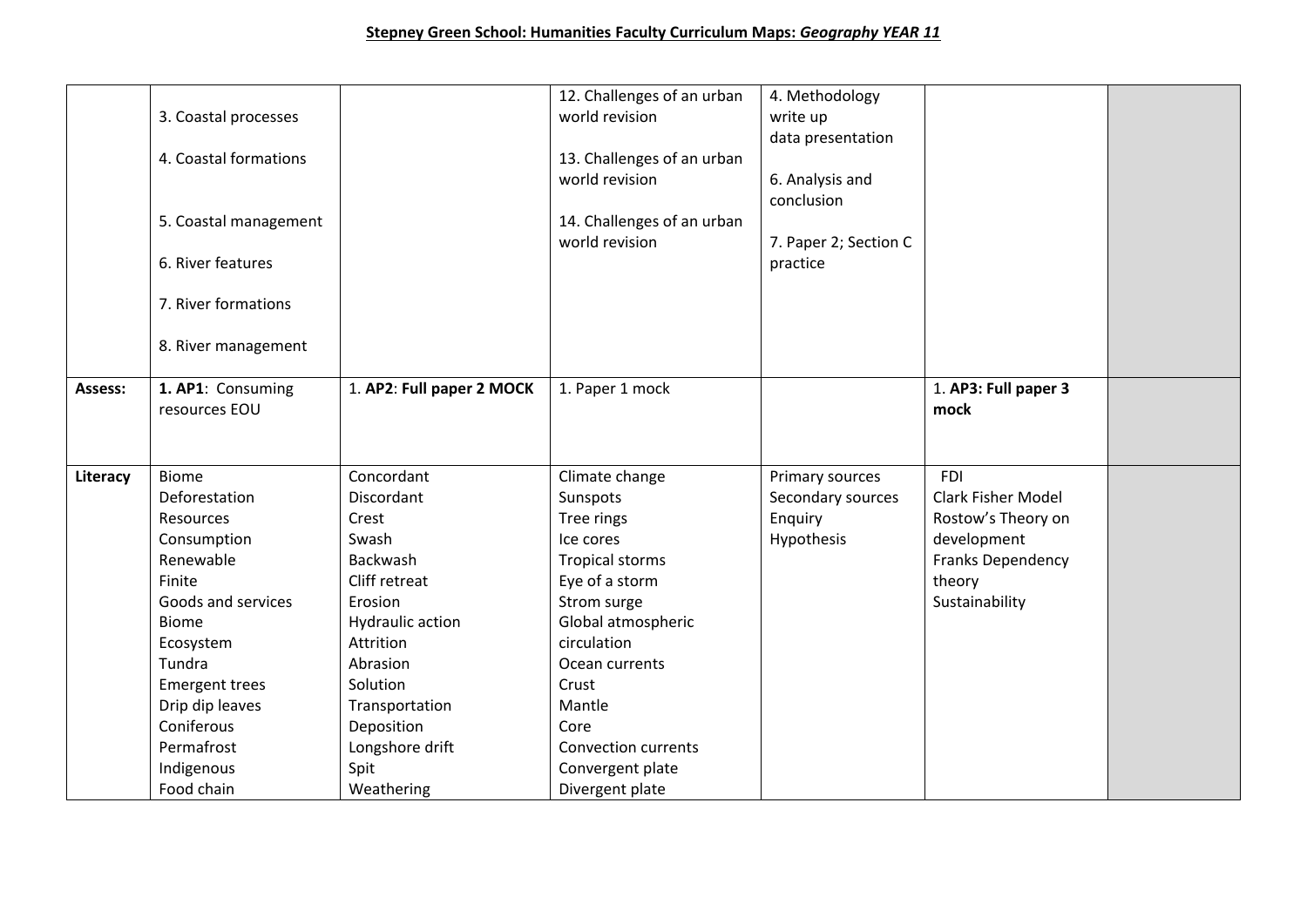**Stepney Green School: Humanities Faculty Curriculum Maps: *Geography YEAR 11***

| | | | | | | |
|---|---|---|---|---|---|---|
| | 3. Coastal processes<br><br>4. Coastal formations<br><br>5. Coastal management<br><br>6. River features<br><br>7. River formations<br><br>8. River management | | 12. Challenges of an urban world revision<br><br>13. Challenges of an urban world revision<br><br>14. Challenges of an urban world revision | 4. Methodology write up data presentation<br><br>6. Analysis and conclusion<br><br>7. Paper 2; Section C practice | | |
| **Assess:** | **1. AP1**: Consuming resources EOU | 1. **AP2**: **Full paper 2 MOCK** | 1. Paper 1 mock | | 1. **AP3: Full paper 3 mock** | |
| **Literacy** | Biome<br>Deforestation<br>Resources<br>Consumption<br>Renewable<br>Finite<br>Goods and services<br>Biome<br>Ecosystem<br>Tundra<br>Emergent trees<br>Drip dip leaves<br>Coniferous<br>Permafrost<br>Indigenous<br>Food chain | Concordant<br>Discordant<br>Crest<br>Swash<br>Backwash<br>Cliff retreat<br>Erosion<br>Hydraulic action<br>Attrition<br>Abrasion<br>Solution<br>Transportation<br>Deposition<br>Longshore drift<br>Spit<br>Weathering | Climate change<br>Sunspots<br>Tree rings<br>Ice cores<br>Tropical storms<br>Eye of a storm<br>Strom surge<br>Global atmospheric circulation<br>Ocean currents<br>Crust<br>Mantle<br>Core<br>Convection currents<br>Convergent plate<br>Divergent plate | Primary sources<br>Secondary sources<br>Enquiry<br>Hypothesis | FDI<br>Clark Fisher Model<br>Rostow's Theory on development<br>Franks Dependency theory<br>Sustainability | |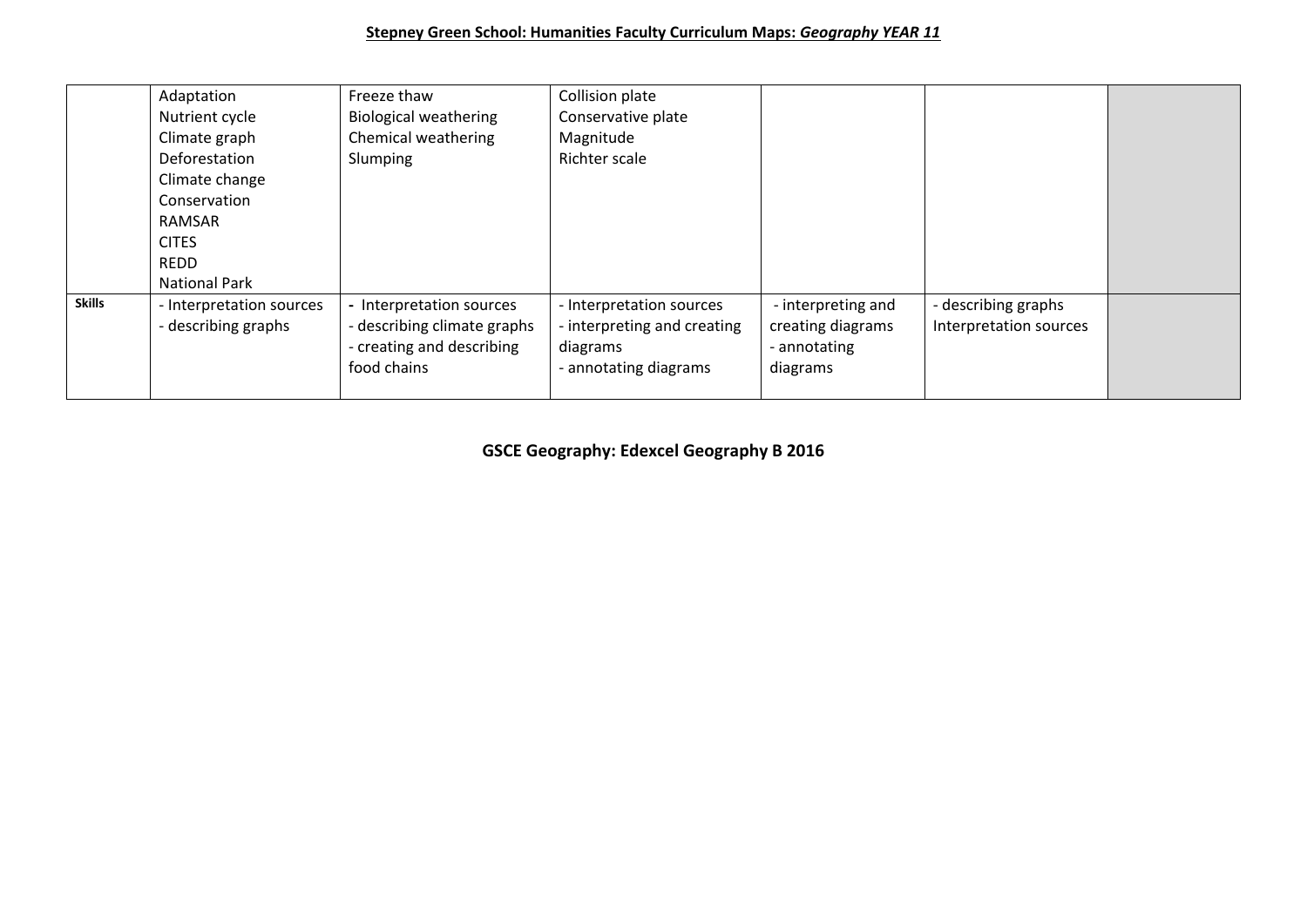**Stepney Green School: Humanities Faculty Curriculum Maps: *Geography YEAR 11***

| | | | | | | |
|---|---|---|---|---|---|---|
| | Adaptation<br>Nutrient cycle<br>Climate graph<br>Deforestation<br>Climate change<br>Conservation<br>RAMSAR<br>CITES<br>REDD<br>National Park | Freeze thaw<br>Biological weathering<br>Chemical weathering<br>Slumping | Collision plate<br>Conservative plate<br>Magnitude<br>Richter scale | | | |
| **Skills** | - Interpretation sources<br>- describing graphs | - Interpretation sources<br>- describing climate graphs<br>- creating and describing food chains | - Interpretation sources<br>- interpreting and creating diagrams<br>- annotating diagrams | - interpreting and creating diagrams<br>- annotating diagrams | - describing graphs<br>Interpretation sources | |

**GSCE Geography: Edexcel Geography B 2016**